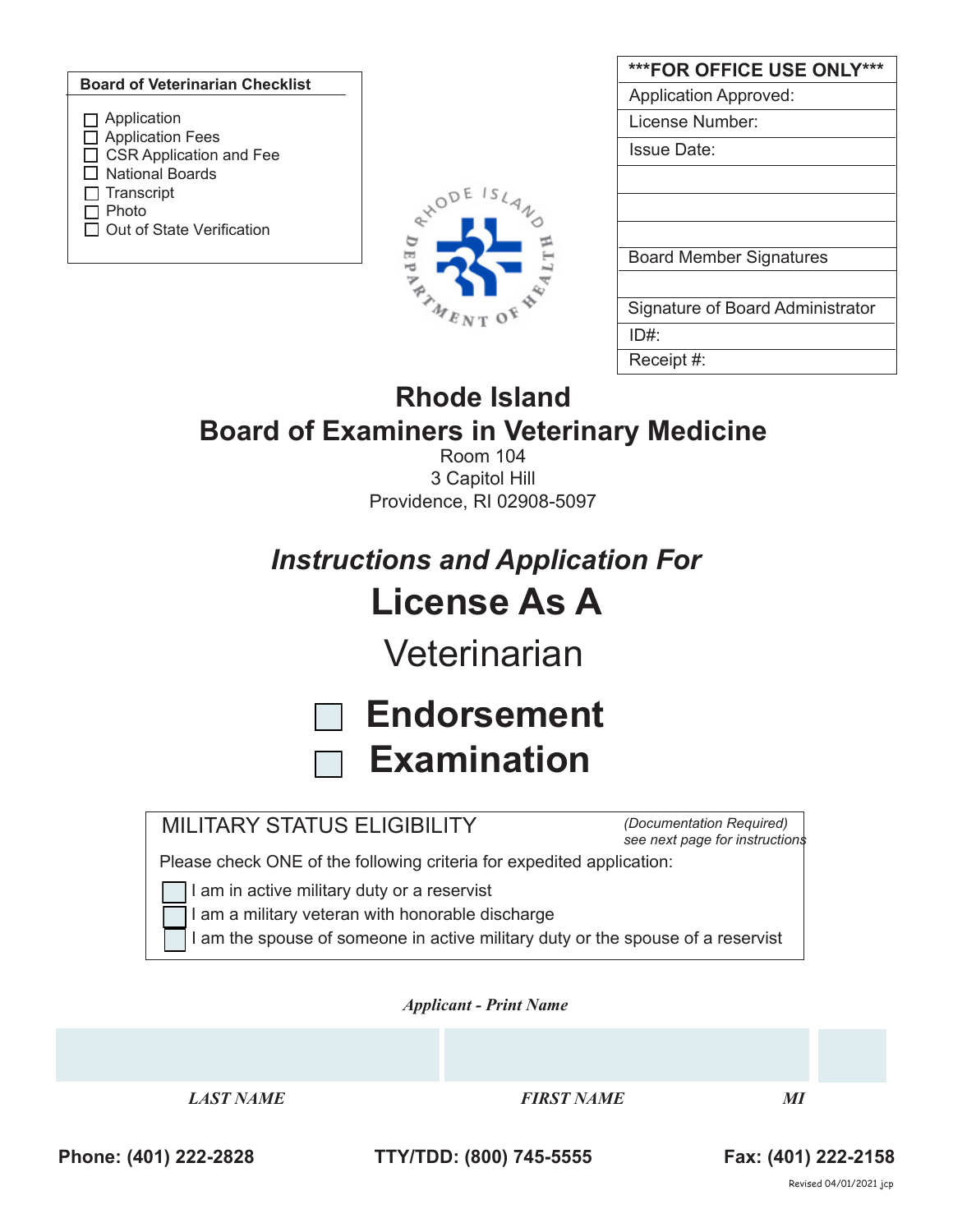**Board of Veterinarian Checklist**

- ☐ Application
- ☐ Application Fees
- ☐ CSR Application and Fee
- ☐ National Boards
- ☐ Transcript
- ☐ Photo
- ☐ Out of State Verification

| ***FOR OFFICE USE ONLY*** |
|---|
| Application Approved: |
| License Number: |
| Issue Date: |
| |
| |
| |
| Board Member Signatures |
| |
| Signature of Board Administrator |
| ID#: |
| Receipt #: |

RHODE ISLAND DEPARTMENT OF HEALTH

# Rhode Island
# Board of Examiners in Veterinary Medicine

Room 104
3 Capitol Hill
Providence, RI 02908-5097

## *Instructions and Application For*

# License As A

## Veterinarian

☐ **Endorsement**

☐ **Examination**

MILITARY STATUS ELIGIBILITY *(Documentation Required) see next page for instructions*

Please check ONE of the following criteria for expedited application:

- ☐ I am in active military duty or a reservist
- ☐ I am a military veteran with honorable discharge
- ☐ I am the spouse of someone in active military duty or the spouse of a reservist

*Applicant - Print Name*

| | | |
|---|---|---|
| | | |
| ***LAST NAME*** | ***FIRST NAME*** | ***MI*** |

**Phone: (401) 222-2828** **TTY/TDD: (800) 745-5555** **Fax: (401) 222-2158**

Revised 04/01/2021 jcp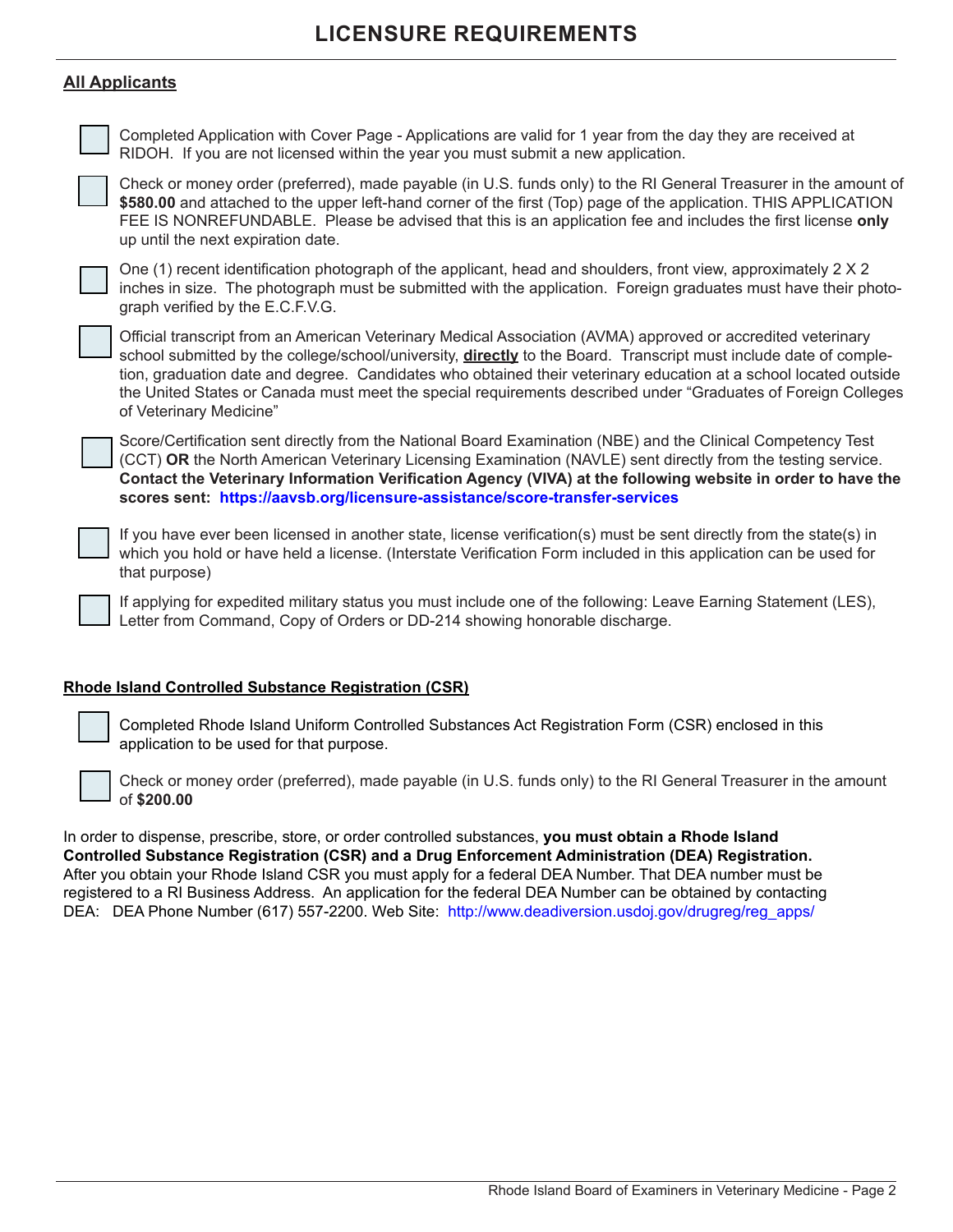# LICENSURE REQUIREMENTS

## All Applicants

- [ ] Completed Application with Cover Page - Applications are valid for 1 year from the day they are received at RIDOH. If you are not licensed within the year you must submit a new application.
- [ ] Check or money order (preferred), made payable (in U.S. funds only) to the RI General Treasurer in the amount of **$580.00** and attached to the upper left-hand corner of the first (Top) page of the application. THIS APPLICATION FEE IS NONREFUNDABLE. Please be advised that this is an application fee and includes the first license **only** up until the next expiration date.
- [ ] One (1) recent identification photograph of the applicant, head and shoulders, front view, approximately 2 X 2 inches in size. The photograph must be submitted with the application. Foreign graduates must have their photograph verified by the E.C.F.V.G.
- [ ] Official transcript from an American Veterinary Medical Association (AVMA) approved or accredited veterinary school submitted by the college/school/university, **directly** to the Board. Transcript must include date of completion, graduation date and degree. Candidates who obtained their veterinary education at a school located outside the United States or Canada must meet the special requirements described under "Graduates of Foreign Colleges of Veterinary Medicine"
- [ ] Score/Certification sent directly from the National Board Examination (NBE) and the Clinical Competency Test (CCT) **OR** the North American Veterinary Licensing Examination (NAVLE) sent directly from the testing service. **Contact the Veterinary Information Verification Agency (VIVA) at the following website in order to have the scores sent: https://aavsb.org/licensure-assistance/score-transfer-services**
- [ ] If you have ever been licensed in another state, license verification(s) must be sent directly from the state(s) in which you hold or have held a license. (Interstate Verification Form included in this application can be used for that purpose)
- [ ] If applying for expedited military status you must include one of the following: Leave Earning Statement (LES), Letter from Command, Copy of Orders or DD-214 showing honorable discharge.

## Rhode Island Controlled Substance Registration (CSR)

- [ ] Completed Rhode Island Uniform Controlled Substances Act Registration Form (CSR) enclosed in this application to be used for that purpose.
- [ ] Check or money order (preferred), made payable (in U.S. funds only) to the RI General Treasurer in the amount of **$200.00**

In order to dispense, prescribe, store, or order controlled substances, **you must obtain a Rhode Island Controlled Substance Registration (CSR) and a Drug Enforcement Administration (DEA) Registration.** After you obtain your Rhode Island CSR you must apply for a federal DEA Number. That DEA number must be registered to a RI Business Address. An application for the federal DEA Number can be obtained by contacting DEA: DEA Phone Number (617) 557-2200. Web Site: http://www.deadiversion.usdoj.gov/drugreg/reg_apps/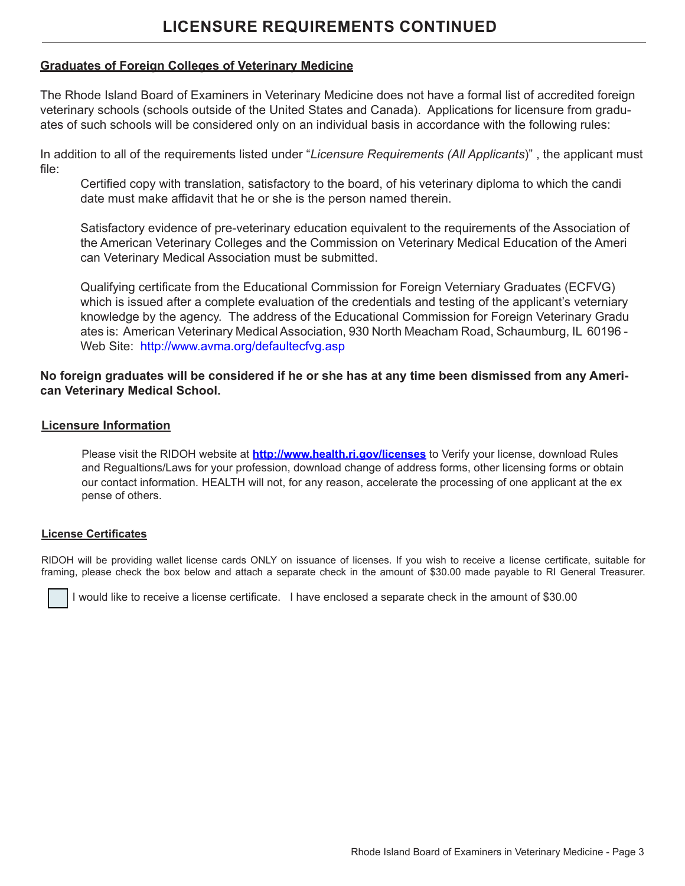# LICENSURE REQUIREMENTS CONTINUED

**Graduates of Foreign Colleges of Veterinary Medicine**

The Rhode Island Board of Examiners in Veterinary Medicine does not have a formal list of accredited foreign veterinary schools (schools outside of the United States and Canada). Applications for licensure from graduates of such schools will be considered only on an individual basis in accordance with the following rules:

In addition to all of the requirements listed under "*Licensure Requirements (All Applicants*)" , the applicant must file:

Certified copy with translation, satisfactory to the board, of his veterinary diploma to which the candidate must make affidavit that he or she is the person named therein.

Satisfactory evidence of pre-veterinary education equivalent to the requirements of the Association of the American Veterinary Colleges and the Commission on Veterinary Medical Education of the American Veterinary Medical Association must be submitted.

Qualifying certificate from the Educational Commission for Foreign Veterniary Graduates (ECFVG) which is issued after a complete evaluation of the credentials and testing of the applicant's veterniary knowledge by the agency. The address of the Educational Commission for Foreign Veterinary Graduates is: American Veterinary Medical Association, 930 North Meacham Road, Schaumburg, IL 60196 - Web Site: http://www.avma.org/defaultecfvg.asp

**No foreign graduates will be considered if he or she has at any time been dismissed from any American Veterinary Medical School.**

**Licensure Information**

Please visit the RIDOH website at **http://www.health.ri.gov/licenses** to Verify your license, download Rules and Regualtions/Laws for your profession, download change of address forms, other licensing forms or obtain our contact information. HEALTH will not, for any reason, accelerate the processing of one applicant at the expense of others.

**License Certificates**

RIDOH will be providing wallet license cards ONLY on issuance of licenses. If you wish to receive a license certificate, suitable for framing, please check the box below and attach a separate check in the amount of $30.00 made payable to RI General Treasurer.

☐ I would like to receive a license certificate. I have enclosed a separate check in the amount of $30.00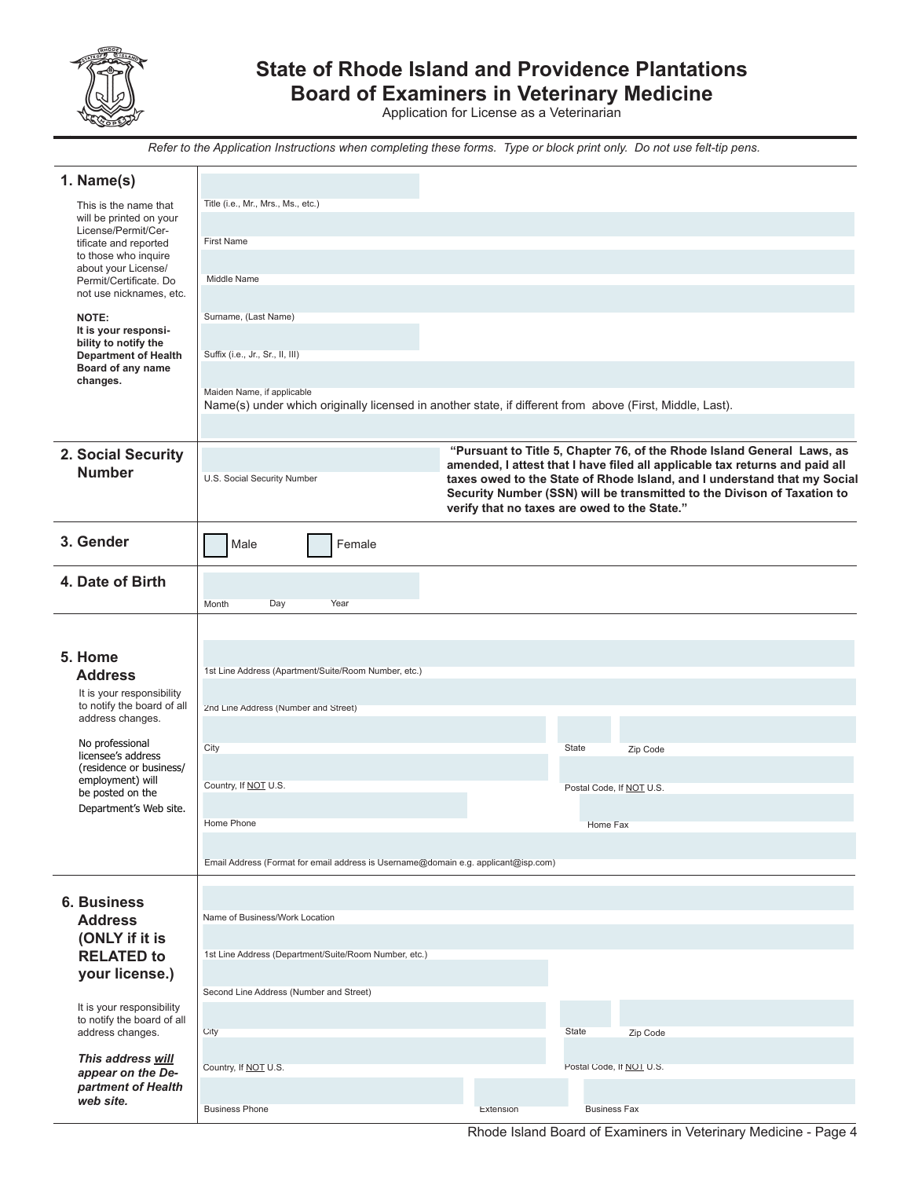# State of Rhode Island and Providence Plantations
# Board of Examiners in Veterinary Medicine

Application for License as a Veterinarian

*Refer to the Application Instructions when completing these forms. Type or block print only. Do not use felt-tip pens.*

## 1. Name(s)

This is the name that will be printed on your License/Permit/Certificate and reported to those who inquire about your License/Permit/Certificate. Do not use nicknames, etc.

**NOTE: It is your responsibility to notify the Department of Health Board of any name changes.**

Title (i.e., Mr., Mrs., Ms., etc.)

First Name

Middle Name

Surname, (Last Name)

Suffix (i.e., Jr., Sr., II, III)

Maiden Name, if applicable

Name(s) under which originally licensed in another state, if different from above (First, Middle, Last).

## 2. Social Security Number

U.S. Social Security Number

**"Pursuant to Title 5, Chapter 76, of the Rhode Island General Laws, as amended, I attest that I have filed all applicable tax returns and paid all taxes owed to the State of Rhode Island, and I understand that my Social Security Number (SSN) will be transmitted to the Divison of Taxation to verify that no taxes are owed to the State."**

## 3. Gender

☐ Male ☐ Female

## 4. Date of Birth

Month Day Year

## 5. Home Address

It is your responsibility to notify the board of all address changes.

No professional licensee's address (residence or business/employment) will be posted on the Department's Web site.

1st Line Address (Apartment/Suite/Room Number, etc.)

2nd Line Address (Number and Street)

City State Zip Code

Country, If NOT U.S. Postal Code, If NOT U.S.

Home Phone Home Fax

Email Address (Format for email address is Username@domain e.g. applicant@isp.com)

## 6. Business Address (ONLY if it is RELATED to your license.)

It is your responsibility to notify the board of all address changes.

***This address will appear on the Department of Health web site.***

Name of Business/Work Location

1st Line Address (Department/Suite/Room Number, etc.)

Second Line Address (Number and Street)

City State Zip Code

Country, If NOT U.S. Postal Code, If NOT U.S.

Business Phone Extension Business Fax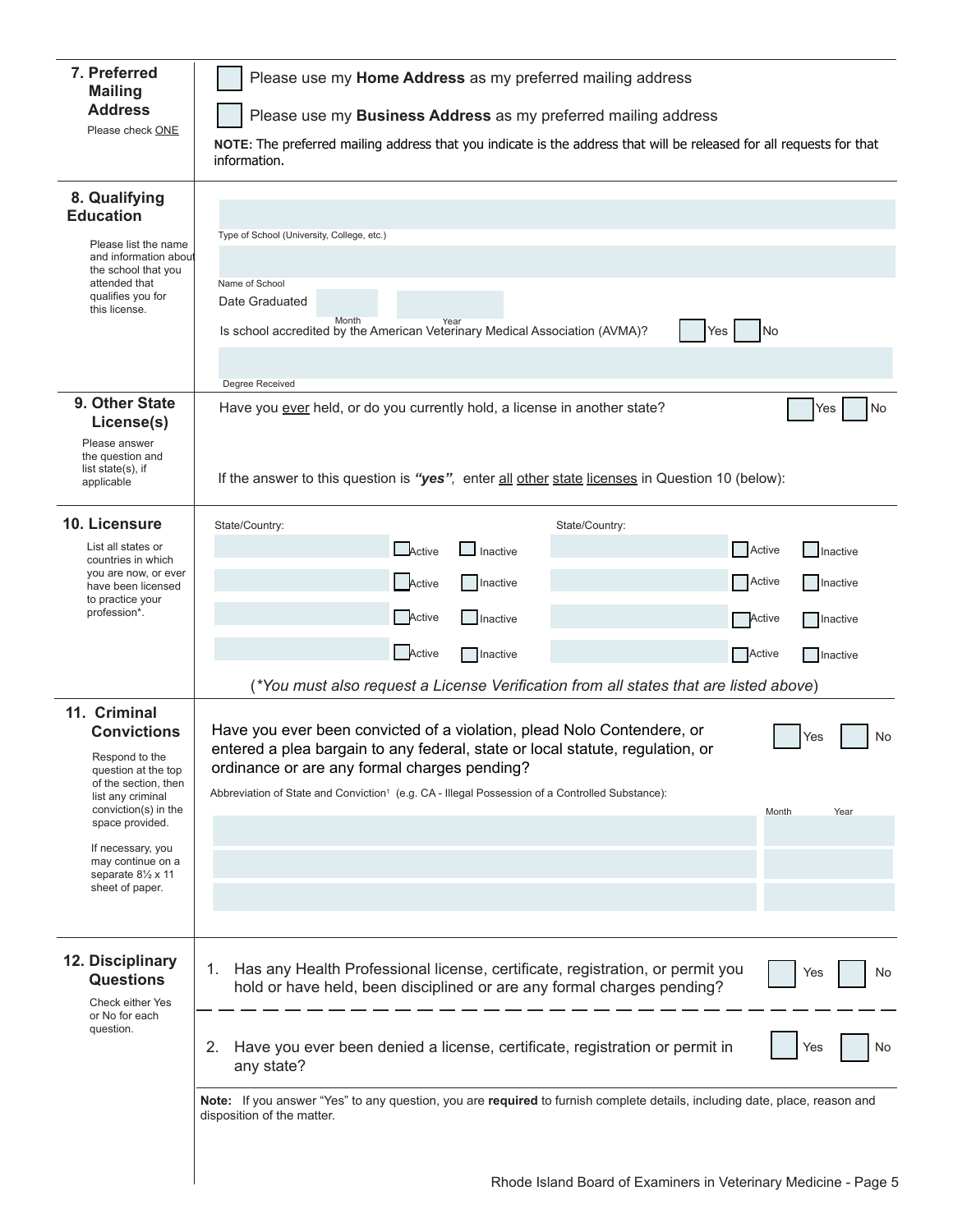## 7. Preferred Mailing Address

Please check ONE

☐ Please use my **Home Address** as my preferred mailing address

☐ Please use my **Business Address** as my preferred mailing address

**NOTE:** The preferred mailing address that you indicate is the address that will be released for all requests for that information.

## 8. Qualifying Education

Please list the name and information about the school that you attended that qualifies you for this license.

Type of School (University, College, etc.)

Name of School

Date Graduated ______ Month ______ Year

Is school accredited by the American Veterinary Medical Association (AVMA)? ☐ Yes ☐ No

Degree Received

## 9. Other State License(s)

Please answer the question and list state(s), if applicable

Have you ever held, or do you currently hold, a license in another state? ☐ Yes ☐ No

If the answer to this question is ***"yes"***, enter all other state licenses in Question 10 (below):

## 10. Licensure

List all states or countries in which you are now, or ever have been licensed to practice your profession*.

| State/Country: | | | State/Country: | | |
|---|---|---|---|---|---|
| | ☐ Active | ☐ Inactive | | ☐ Active | ☐ Inactive |
| | ☐ Active | ☐ Inactive | | ☐ Active | ☐ Inactive |
| | ☐ Active | ☐ Inactive | | ☐ Active | ☐ Inactive |
| | ☐ Active | ☐ Inactive | | ☐ Active | ☐ Inactive |

(*You must also request a License Verification from all states that are listed above*)

## 11. Criminal Convictions

Respond to the question at the top of the section, then list any criminal conviction(s) in the space provided.

If necessary, you may continue on a separate 8½ x 11 sheet of paper.

Have you ever been convicted of a violation, plead Nolo Contendere, or entered a plea bargain to any federal, state or local statute, regulation, or ordinance or are any formal charges pending? ☐ Yes ☐ No

| Abbreviation of State and Conviction[1] (e.g. CA - Illegal Possession of a Controlled Substance): | Month | Year |
|---|---|---|
| | | |
| | | |
| | | |

## 12. Disciplinary Questions

Check either Yes or No for each question.

1. Has any Health Professional license, certificate, registration, or permit you hold or have held, been disciplined or are any formal charges pending? ☐ Yes ☐ No

2. Have you ever been denied a license, certificate, registration or permit in any state? ☐ Yes ☐ No

**Note:** If you answer "Yes" to any question, you are **required** to furnish complete details, including date, place, reason and disposition of the matter.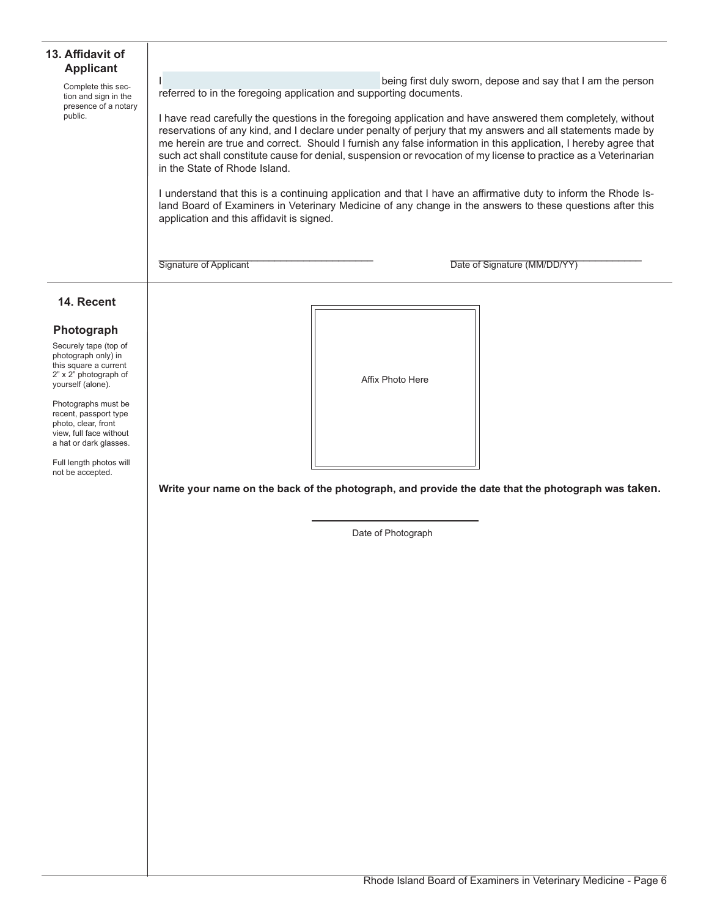## 13. Affidavit of Applicant

Complete this section and sign in the presence of a notary public.

I ______________________________ being first duly sworn, depose and say that I am the person referred to in the foregoing application and supporting documents.

I have read carefully the questions in the foregoing application and have answered them completely, without reservations of any kind, and I declare under penalty of perjury that my answers and all statements made by me herein are true and correct. Should I furnish any false information in this application, I hereby agree that such act shall constitute cause for denial, suspension or revocation of my license to practice as a Veterinarian in the State of Rhode Island.

I understand that this is a continuing application and that I have an affirmative duty to inform the Rhode Island Board of Examiners in Veterinary Medicine of any change in the answers to these questions after this application and this affidavit is signed.

______________________________ Signature of Applicant

______________________________ Date of Signature (MM/DD/YY)

## 14. Recent Photograph

Securely tape (top of photograph only) in this square a current 2" x 2" photograph of yourself (alone).

Photographs must be recent, passport type photo, clear, front view, full face without a hat or dark glasses.

Full length photos will not be accepted.

Affix Photo Here

**Write your name on the back of the photograph, and provide the date that the photograph was taken.**

______________________________ Date of Photograph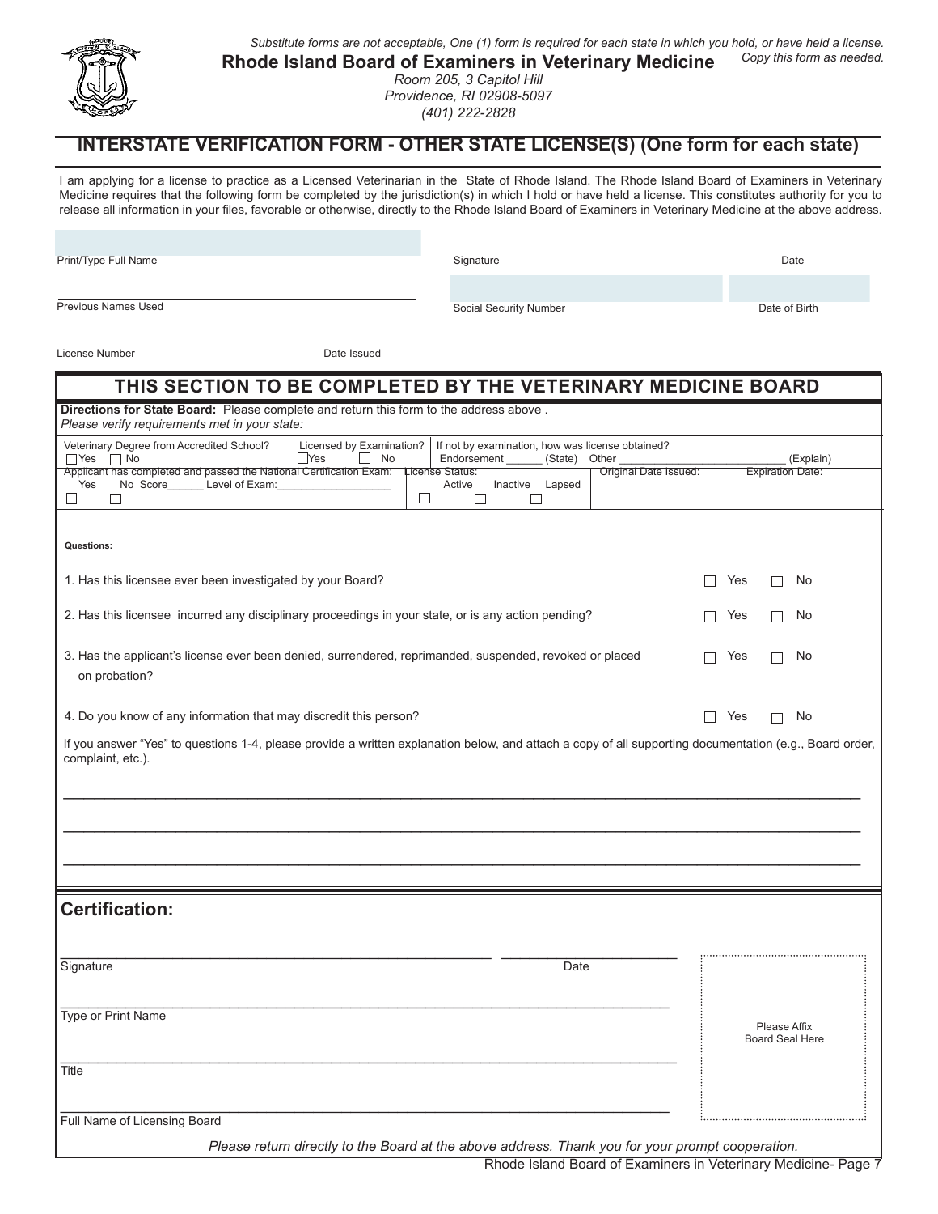*Substitute forms are not acceptable, One (1) form is required for each state in which you hold, or have held a license. Copy this form as needed.*

**Rhode Island Board of Examiners in Veterinary Medicine**

*Room 205, 3 Capitol Hill*
*Providence, RI 02908-5097*
*(401) 222-2828*

## INTERSTATE VERIFICATION FORM - OTHER STATE LICENSE(S) (One form for each state)

I am applying for a license to practice as a Licensed Veterinarian in the State of Rhode Island. The Rhode Island Board of Examiners in Veterinary Medicine requires that the following form be completed by the jurisdiction(s) in which I hold or have held a license. This constitutes authority for you to release all information in your files, favorable or otherwise, directly to the Rhode Island Board of Examiners in Veterinary Medicine at the above address.

Print/Type Full Name ______________________ Signature ______________________ Date ____________

Previous Names Used ______________________ Social Security Number ______________________ Date of Birth ____________

License Number ______________________ Date Issued ____________

## THIS SECTION TO BE COMPLETED BY THE VETERINARY MEDICINE BOARD

**Directions for State Board:** Please complete and return this form to the address above .
*Please verify requirements met in your state:*

| Veterinary Degree from Accredited School? ☐ Yes ☐ No | Licensed by Examination? ☐ Yes ☐ No | If not by examination, how was license obtained? Endorsement ______ (State) Other ____________________________ (Explain) | | |
|---|---|---|---|---|
| Applicant has completed and passed the National Certification Exam: ☐ Yes ☐ No Score______ Level of Exam:___________________ | | License Status: ☐ Active ☐ Inactive ☐ Lapsed | Original Date Issued: | Expiration Date: |

**Questions:**

1. Has this licensee ever been investigated by your Board? ☐ Yes ☐ No
2. Has this licensee incurred any disciplinary proceedings in your state, or is any action pending? ☐ Yes ☐ No
3. Has the applicant's license ever been denied, surrendered, reprimanded, suspended, revoked or placed on probation? ☐ Yes ☐ No
4. Do you know of any information that may discredit this person? ☐ Yes ☐ No

If you answer "Yes" to questions 1-4, please provide a written explanation below, and attach a copy of all supporting documentation (e.g., Board order, complaint, etc.).

______________________________________________________________________________

______________________________________________________________________________

______________________________________________________________________________

## Certification:

Signature ______________________________ Date ____________

Type or Print Name ______________________________

Title ______________________________

Full Name of Licensing Board ______________________________

Please Affix Board Seal Here

*Please return directly to the Board at the above address. Thank you for your prompt cooperation.*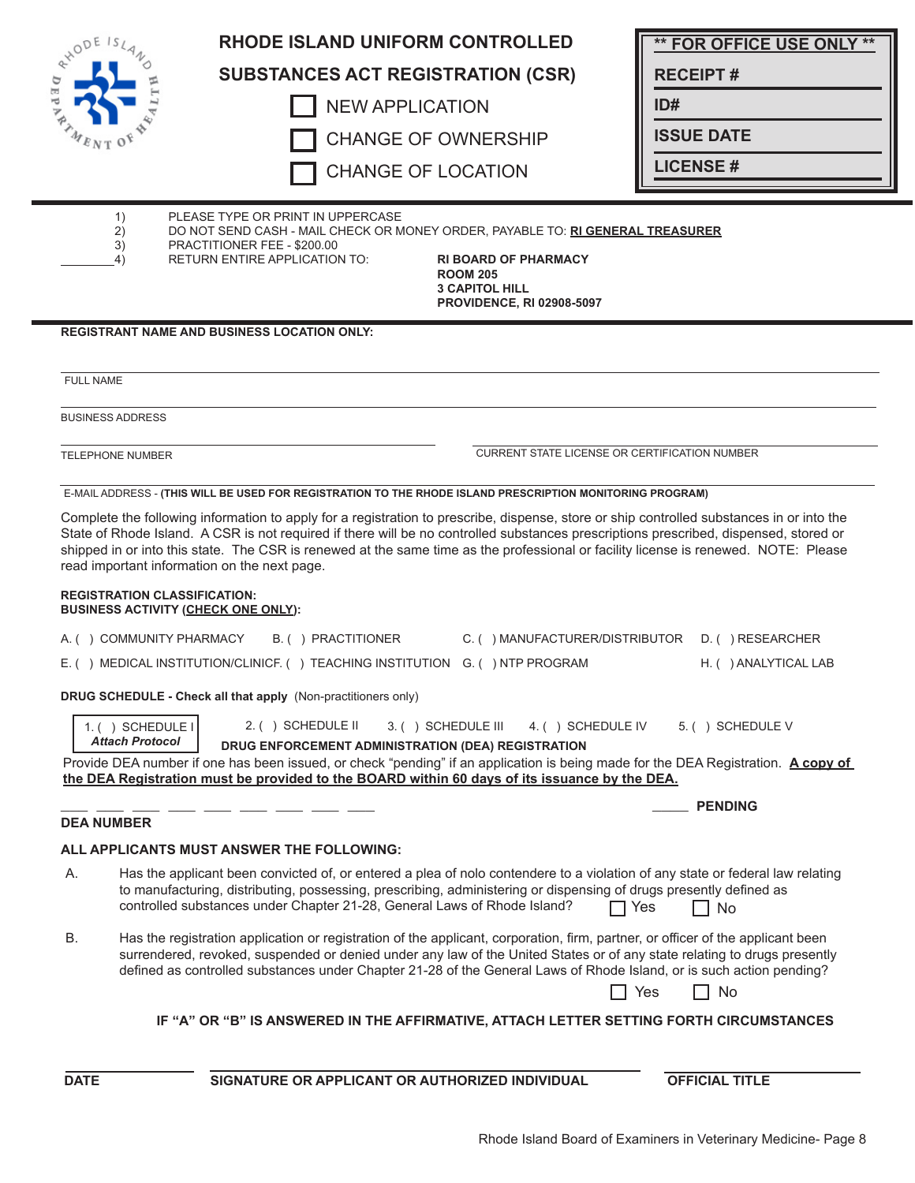# RHODE ISLAND UNIFORM CONTROLLED SUBSTANCES ACT REGISTRATION (CSR)

☐ NEW APPLICATION

☐ CHANGE OF OWNERSHIP

☐ CHANGE OF LOCATION

| ** FOR OFFICE USE ONLY ** |
|---|
| RECEIPT # |
| ID# |
| ISSUE DATE |
| LICENSE # |

1) PLEASE TYPE OR PRINT IN UPPERCASE
2) DO NOT SEND CASH - MAIL CHECK OR MONEY ORDER, PAYABLE TO: **RI GENERAL TREASURER**
3) PRACTITIONER FEE - $200.00
4) RETURN ENTIRE APPLICATION TO: **RI BOARD OF PHARMACY**
   **ROOM 205**
   **3 CAPITOL HILL**
   **PROVIDENCE, RI 02908-5097**

**REGISTRANT NAME AND BUSINESS LOCATION ONLY:**

FULL NAME ______________________________

BUSINESS ADDRESS ______________________________

TELEPHONE NUMBER ______________________________

CURRENT STATE LICENSE OR CERTIFICATION NUMBER ______________________________

E-MAIL ADDRESS - **(THIS WILL BE USED FOR REGISTRATION TO THE RHODE ISLAND PRESCRIPTION MONITORING PROGRAM)** ______________________________

Complete the following information to apply for a registration to prescribe, dispense, store or ship controlled substances in or into the State of Rhode Island. A CSR is not required if there will be no controlled substances prescriptions prescribed, dispensed, stored or shipped in or into this state. The CSR is renewed at the same time as the professional or facility license is renewed. NOTE: Please read important information on the next page.

**REGISTRATION CLASSIFICATION:**
**BUSINESS ACTIVITY (CHECK ONE ONLY):**

A. ( ) COMMUNITY PHARMACY B. ( ) PRACTITIONER C. ( ) MANUFACTURER/DISTRIBUTOR D. ( ) RESEARCHER

E. ( ) MEDICAL INSTITUTION/CLINIC F. ( ) TEACHING INSTITUTION G. ( ) NTP PROGRAM H. ( ) ANALYTICAL LAB

**DRUG SCHEDULE - Check all that apply** (Non-practitioners only)

1. ( ) SCHEDULE I *Attach Protocol* 2. ( ) SCHEDULE II 3. ( ) SCHEDULE III 4. ( ) SCHEDULE IV 5. ( ) SCHEDULE V

**DRUG ENFORCEMENT ADMINISTRATION (DEA) REGISTRATION**

Provide DEA number if one has been issued, or check "pending" if an application is being made for the DEA Registration. **A copy of the DEA Registration must be provided to the BOARD within 60 days of its issuance by the DEA.**

___ ___ ___ ___ ___ ___ ___ ___ ___ **DEA NUMBER**  _____ **PENDING**

**ALL APPLICANTS MUST ANSWER THE FOLLOWING:**

A. Has the applicant been convicted of, or entered a plea of nolo contendere to a violation of any state or federal law relating to manufacturing, distributing, possessing, prescribing, administering or dispensing of drugs presently defined as controlled substances under Chapter 21-28, General Laws of Rhode Island? ☐ Yes ☐ No

B. Has the registration application or registration of the applicant, corporation, firm, partner, or officer of the applicant been surrendered, revoked, suspended or denied under any law of the United States or of any state relating to drugs presently defined as controlled substances under Chapter 21-28 of the General Laws of Rhode Island, or is such action pending? ☐ Yes ☐ No

**IF "A" OR "B" IS ANSWERED IN THE AFFIRMATIVE, ATTACH LETTER SETTING FORTH CIRCUMSTANCES**

**DATE** ______________ **SIGNATURE OR APPLICANT OR AUTHORIZED INDIVIDUAL** ______________ **OFFICIAL TITLE** ______________

Rhode Island Board of Examiners in Veterinary Medicine- Page 8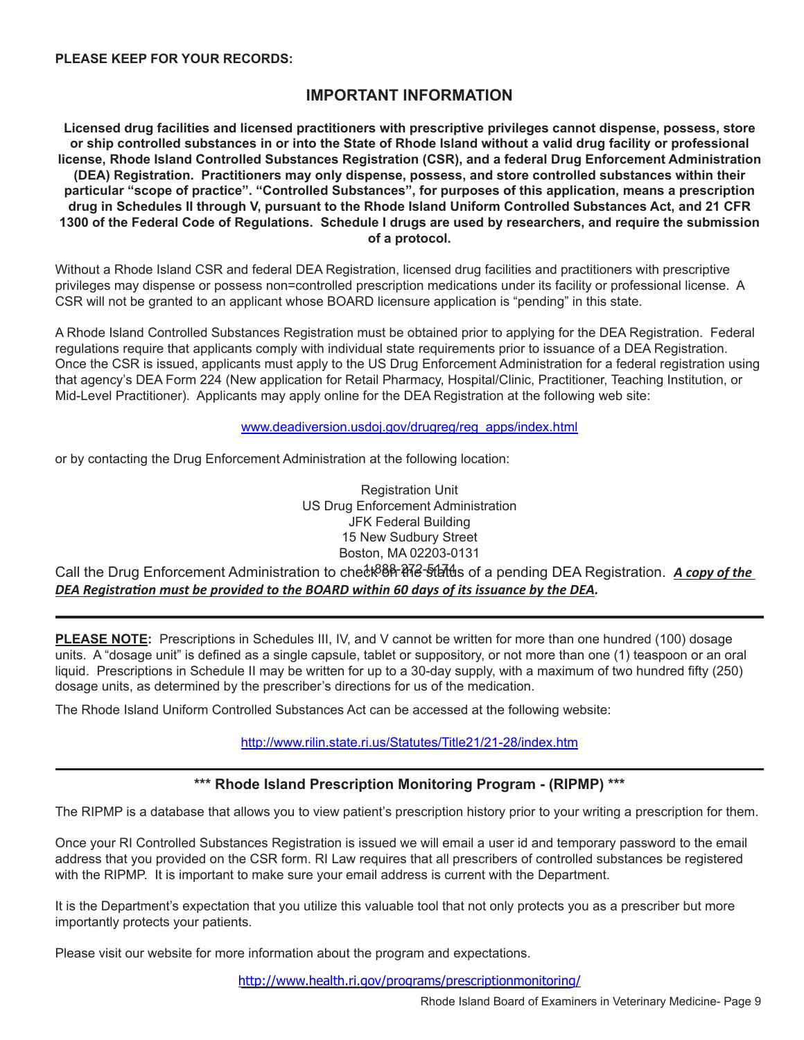**PLEASE KEEP FOR YOUR RECORDS:**

## IMPORTANT INFORMATION

**Licensed drug facilities and licensed practitioners with prescriptive privileges cannot dispense, possess, store or ship controlled substances in or into the State of Rhode Island without a valid drug facility or professional license, Rhode Island Controlled Substances Registration (CSR), and a federal Drug Enforcement Administration (DEA) Registration. Practitioners may only dispense, possess, and store controlled substances within their particular "scope of practice". "Controlled Substances", for purposes of this application, means a prescription drug in Schedules II through V, pursuant to the Rhode Island Uniform Controlled Substances Act, and 21 CFR 1300 of the Federal Code of Regulations. Schedule I drugs are used by researchers, and require the submission of a protocol.**

Without a Rhode Island CSR and federal DEA Registration, licensed drug facilities and practitioners with prescriptive privileges may dispense or possess non=controlled prescription medications under its facility or professional license. A CSR will not be granted to an applicant whose BOARD licensure application is "pending" in this state.

A Rhode Island Controlled Substances Registration must be obtained prior to applying for the DEA Registration. Federal regulations require that applicants comply with individual state requirements prior to issuance of a DEA Registration. Once the CSR is issued, applicants must apply to the US Drug Enforcement Administration for a federal registration using that agency's DEA Form 224 (New application for Retail Pharmacy, Hospital/Clinic, Practitioner, Teaching Institution, or Mid-Level Practitioner). Applicants may apply online for the DEA Registration at the following web site:

www.deadiversion.usdoj.gov/drugreg/reg_apps/index.html

or by contacting the Drug Enforcement Administration at the following location:

Registration Unit
US Drug Enforcement Administration
JFK Federal Building
15 New Sudbury Street
Boston, MA 02203-0131
1-888-272-5174

Call the Drug Enforcement Administration to check on the status of a pending DEA Registration. ***A copy of the DEA Registration must be provided to the BOARD within 60 days of its issuance by the DEA.***

---

**PLEASE NOTE:** Prescriptions in Schedules III, IV, and V cannot be written for more than one hundred (100) dosage units. A "dosage unit" is defined as a single capsule, tablet or suppository, or not more than one (1) teaspoon or an oral liquid. Prescriptions in Schedule II may be written for up to a 30-day supply, with a maximum of two hundred fifty (250) dosage units, as determined by the prescriber's directions for us of the medication.

The Rhode Island Uniform Controlled Substances Act can be accessed at the following website:

http://www.rilin.state.ri.us/Statutes/Title21/21-28/index.htm

---

### *** Rhode Island Prescription Monitoring Program - (RIPMP) ***

The RIPMP is a database that allows you to view patient's prescription history prior to your writing a prescription for them.

Once your RI Controlled Substances Registration is issued we will email a user id and temporary password to the email address that you provided on the CSR form. RI Law requires that all prescribers of controlled substances be registered with the RIPMP. It is important to make sure your email address is current with the Department.

It is the Department's expectation that you utilize this valuable tool that not only protects you as a prescriber but more importantly protects your patients.

Please visit our website for more information about the program and expectations.

http://www.health.ri.gov/programs/prescriptionmonitoring/